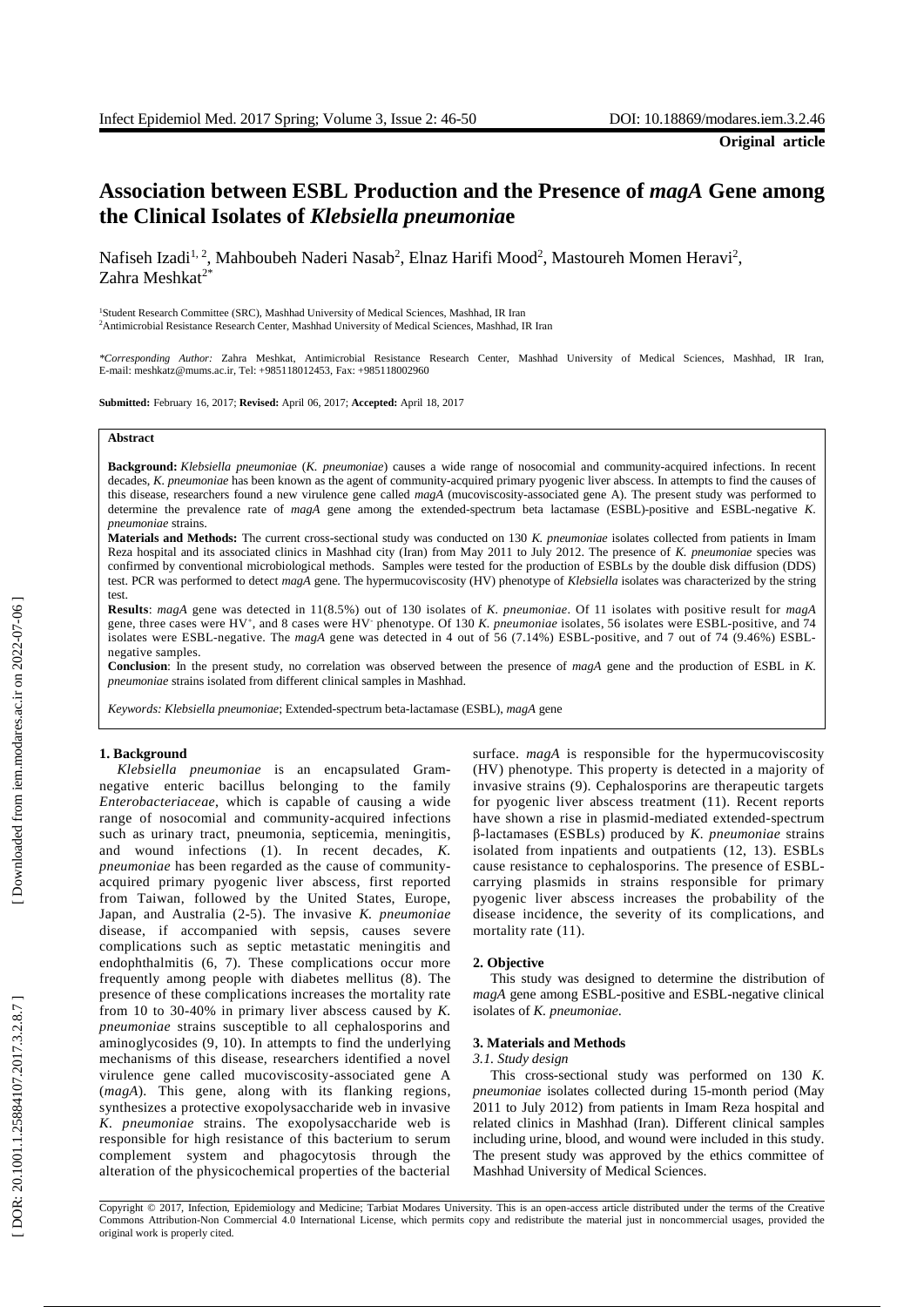**Original article**

# Association between ESBL Production and the Presence of *magA* Gene among the Clinical Isolates of *Klebsiella pneumonia*e

Nafiseh Izadi[1, 2], Mahboubeh Naderi Nasab[2], Elnaz Harifi Mood[2], Mastoureh Momen Heravi[2], Zahra Meshkat[2*]

[1]Student Research Committee (SRC), Mashhad University of Medical Sciences, Mashhad, IR Iran
[2]Antimicrobial Resistance Research Center, Mashhad University of Medical Sciences, Mashhad, IR Iran

*\*Corresponding Author:* Zahra Meshkat, Antimicrobial Resistance Research Center, Mashhad University of Medical Sciences, Mashhad, IR Iran, E-mail: meshkatz@mums.ac.ir, Tel: +985118012453, Fax: +985118002960

**Submitted:** February 16, 2017; **Revised:** April 06, 2017; **Accepted:** April 18, 2017

**Abstract**

**Background:** *Klebsiella pneumonia*e (*K. pneumoniae*) causes a wide range of nosocomial and community-acquired infections. In recent decades, *K. pneumoniae* has been known as the agent of community-acquired primary pyogenic liver abscess. In attempts to find the causes of this disease, researchers found a new virulence gene called *magA* (mucoviscosity-associated gene A). The present study was performed to determine the prevalence rate of *magA* gene among the extended-spectrum beta lactamase (ESBL)-positive and ESBL-negative *K. pneumoniae* strains.

**Materials and Methods:** The current cross-sectional study was conducted on 130 *K. pneumoniae* isolates collected from patients in Imam Reza hospital and its associated clinics in Mashhad city (Iran) from May 2011 to July 2012. The presence of *K. pneumoniae* species was confirmed by conventional microbiological methods. Samples were tested for the production of ESBLs by the double disk diffusion (DDS) test. PCR was performed to detect *magA* gene. The hypermucoviscosity (HV) phenotype of *Klebsiella* isolates was characterized by the string test.

**Results**: *magA* gene was detected in 11(8.5%) out of 130 isolates of *K. pneumoniae*. Of 11 isolates with positive result for *magA* gene, three cases were HV$^+$, and 8 cases were HV$^-$ phenotype. Of 130 *K. pneumoniae* isolates, 56 isolates were ESBL-positive, and 74 isolates were ESBL-negative. The *magA* gene was detected in 4 out of 56 (7.14%) ESBL-positive, and 7 out of 74 (9.46%) ESBL-negative samples.

**Conclusion**: In the present study, no correlation was observed between the presence of *magA* gene and the production of ESBL in *K. pneumoniae* strains isolated from different clinical samples in Mashhad.

*Keywords: Klebsiella pneumoniae*; Extended-spectrum beta-lactamase (ESBL), *magA* gene

## 1. Background

*Klebsiella pneumoniae* is an encapsulated Gram-negative enteric bacillus belonging to the family *Enterobacteriaceae*, which is capable of causing a wide range of nosocomial and community-acquired infections such as urinary tract, pneumonia, septicemia, meningitis, and wound infections (1). In recent decades, *K. pneumoniae* has been regarded as the cause of community-acquired primary pyogenic liver abscess, first reported from Taiwan, followed by the United States, Europe, Japan, and Australia (2-5). The invasive *K. pneumoniae* disease, if accompanied with sepsis, causes severe complications such as septic metastatic meningitis and endophthalmitis (6, 7). These complications occur more frequently among people with diabetes mellitus (8). The presence of these complications increases the mortality rate from 10 to 30-40% in primary liver abscess caused by *K. pneumoniae* strains susceptible to all cephalosporins and aminoglycosides (9, 10). In attempts to find the underlying mechanisms of this disease, researchers identified a novel virulence gene called mucoviscosity-associated gene A (*magA*). This gene, along with its flanking regions, synthesizes a protective exopolysaccharide web in invasive *K. pneumoniae* strains. The exopolysaccharide web is responsible for high resistance of this bacterium to serum complement system and phagocytosis through the alteration of the physicochemical properties of the bacterial surface. *magA* is responsible for the hypermucoviscosity (HV) phenotype. This property is detected in a majority of invasive strains (9). Cephalosporins are therapeutic targets for pyogenic liver abscess treatment (11). Recent reports have shown a rise in plasmid-mediated extended-spectrum β-lactamases (ESBLs) produced by *K. pneumoniae* strains isolated from inpatients and outpatients (12, 13). ESBLs cause resistance to cephalosporins. The presence of ESBL-carrying plasmids in strains responsible for primary pyogenic liver abscess increases the probability of the disease incidence, the severity of its complications, and mortality rate (11).

## 2. Objective

This study was designed to determine the distribution of *magA* gene among ESBL-positive and ESBL-negative clinical isolates of *K. pneumoniae*.

## 3. Materials and Methods

### *3.1. Study design*

This cross-sectional study was performed on 130 *K. pneumoniae* isolates collected during 15-month period (May 2011 to July 2012) from patients in Imam Reza hospital and related clinics in Mashhad (Iran). Different clinical samples including urine, blood, and wound were included in this study. The present study was approved by the ethics committee of Mashhad University of Medical Sciences.

Copyright © 2017, Infection, Epidemiology and Medicine; Tarbiat Modares University. This is an open-access article distributed under the terms of the Creative Commons Attribution-Non Commercial 4.0 International License, which permits copy and redistribute the material just in noncommercial usages, provided the original work is properly cited.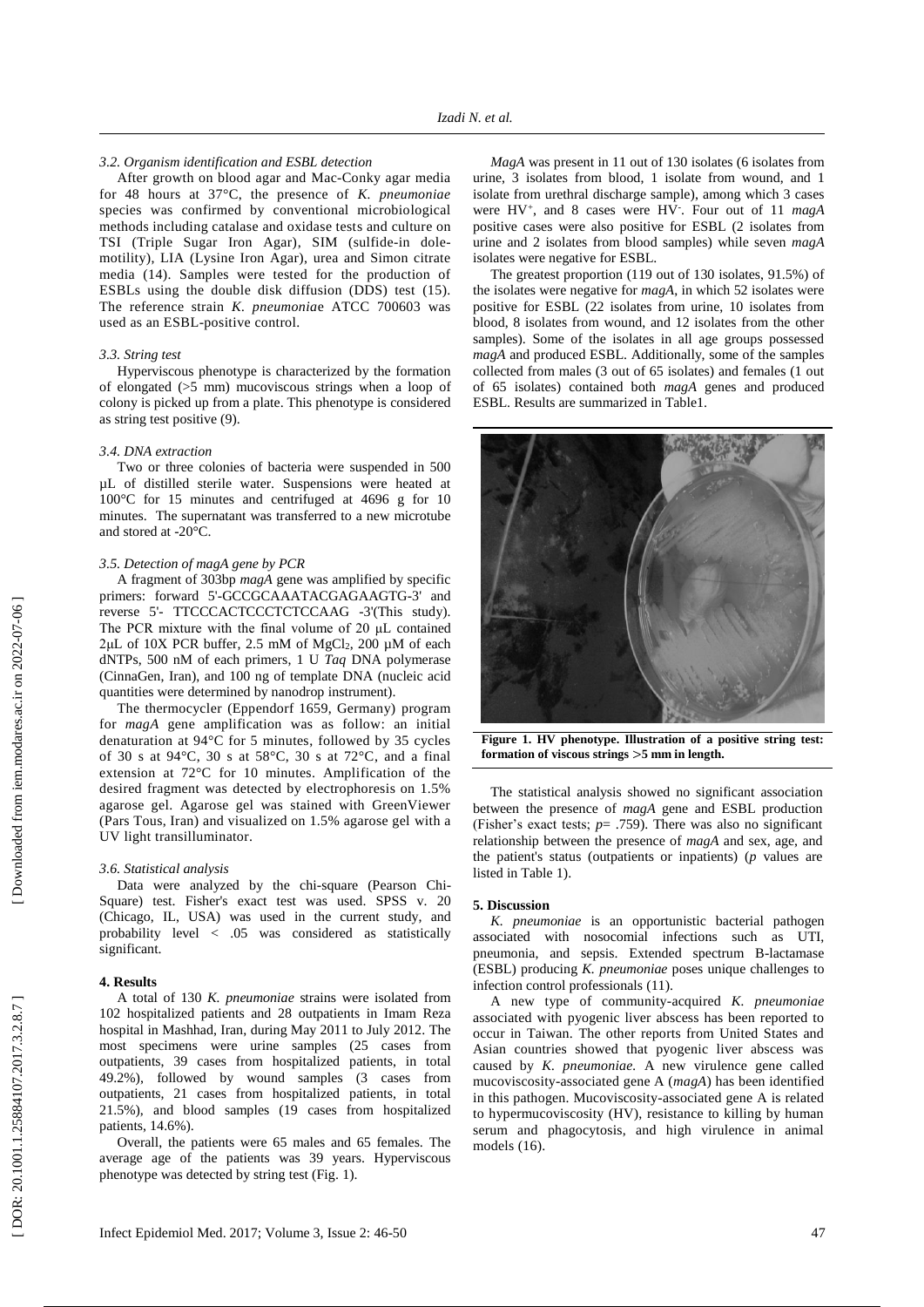### 3.2. Organism identification and ESBL detection

After growth on blood agar and Mac-Conky agar media for 48 hours at 37°C, the presence of *K. pneumoniae* species was confirmed by conventional microbiological methods including catalase and oxidase tests and culture on TSI (Triple Sugar Iron Agar), SIM (sulfide-in dole-motility), LIA (Lysine Iron Agar), urea and Simon citrate media (14). Samples were tested for the production of ESBLs using the double disk diffusion (DDS) test (15). The reference strain *K. pneumonia*e ATCC 700603 was used as an ESBL-positive control.

### 3.3. String test

Hyperviscous phenotype is characterized by the formation of elongated (>5 mm) mucoviscous strings when a loop of colony is picked up from a plate. This phenotype is considered as string test positive (9).

### 3.4. DNA extraction

Two or three colonies of bacteria were suspended in 500 µL of distilled sterile water. Suspensions were heated at 100°C for 15 minutes and centrifuged at 4696 g for 10 minutes. The supernatant was transferred to a new microtube and stored at -20°C.

### 3.5. Detection of magA gene by PCR

A fragment of 303bp *magA* gene was amplified by specific primers: forward 5'-GCCGCAAATACGAGAAGTG-3' and reverse 5'- TTCCCACTCCCTCTCCAAG -3'(This study). The PCR mixture with the final volume of 20 µL contained 2µL of 10X PCR buffer, 2.5 mM of $MgCl_2$, 200 µM of each dNTPs, 500 nM of each primers, 1 U *Taq* DNA polymerase (CinnaGen, Iran), and 100 ng of template DNA (nucleic acid quantities were determined by nanodrop instrument).

The thermocycler (Eppendorf 1659, Germany) program for *magA* gene amplification was as follow: an initial denaturation at 94°C for 5 minutes, followed by 35 cycles of 30 s at 94°C, 30 s at 58°C, 30 s at 72°C, and a final extension at 72°C for 10 minutes. Amplification of the desired fragment was detected by electrophoresis on 1.5% agarose gel. Agarose gel was stained with GreenViewer (Pars Tous, Iran) and visualized on 1.5% agarose gel with a UV light transilluminator.

### 3.6. Statistical analysis

Data were analyzed by the chi-square (Pearson Chi-Square) test. Fisher's exact test was used. SPSS v. 20 (Chicago, IL, USA) was used in the current study, and probability level < .05 was considered as statistically significant.

## 4. Results

A total of 130 *K. pneumoniae* strains were isolated from 102 hospitalized patients and 28 outpatients in Imam Reza hospital in Mashhad, Iran, during May 2011 to July 2012. The most specimens were urine samples (25 cases from outpatients, 39 cases from hospitalized patients, in total 49.2%), followed by wound samples (3 cases from outpatients, 21 cases from hospitalized patients, in total 21.5%), and blood samples (19 cases from hospitalized patients, 14.6%).

Overall, the patients were 65 males and 65 females. The average age of the patients was 39 years. Hyperviscous phenotype was detected by string test (Fig. 1).

*MagA* was present in 11 out of 130 isolates (6 isolates from urine, 3 isolates from blood, 1 isolate from wound, and 1 isolate from urethral discharge sample), among which 3 cases were $HV^+$, and 8 cases were $HV^-$. Four out of 11 *magA* positive cases were also positive for ESBL (2 isolates from urine and 2 isolates from blood samples) while seven *magA* isolates were negative for ESBL.

The greatest proportion (119 out of 130 isolates, 91.5%) of the isolates were negative for *magA*, in which 52 isolates were positive for ESBL (22 isolates from urine, 10 isolates from blood, 8 isolates from wound, and 12 isolates from the other samples). Some of the isolates in all age groups possessed *magA* and produced ESBL. Additionally, some of the samples collected from males (3 out of 65 isolates) and females (1 out of 65 isolates) contained both *magA* genes and produced ESBL. Results are summarized in Table1.

**Figure 1. HV phenotype. Illustration of a positive string test: formation of viscous strings >5 mm in length.**

The statistical analysis showed no significant association between the presence of *magA* gene and ESBL production (Fisher's exact tests; $p$= .759). There was also no significant relationship between the presence of *magA* and sex, age, and the patient's status (outpatients or inpatients) ($p$ values are listed in Table 1).

## 5. Discussion

*K. pneumoniae* is an opportunistic bacterial pathogen associated with nosocomial infections such as UTI, pneumonia, and sepsis. Extended spectrum B-lactamase (ESBL) producing *K. pneumoniae* poses unique challenges to infection control professionals (11).

A new type of community-acquired *K. pneumoniae* associated with pyogenic liver abscess has been reported to occur in Taiwan. The other reports from United States and Asian countries showed that pyogenic liver abscess was caused by *K. pneumoniae*. A new virulence gene called mucoviscosity-associated gene A (*magA*) has been identified in this pathogen. Mucoviscosity-associated gene A is related to hypermucoviscosity (HV), resistance to killing by human serum and phagocytosis, and high virulence in animal models (16).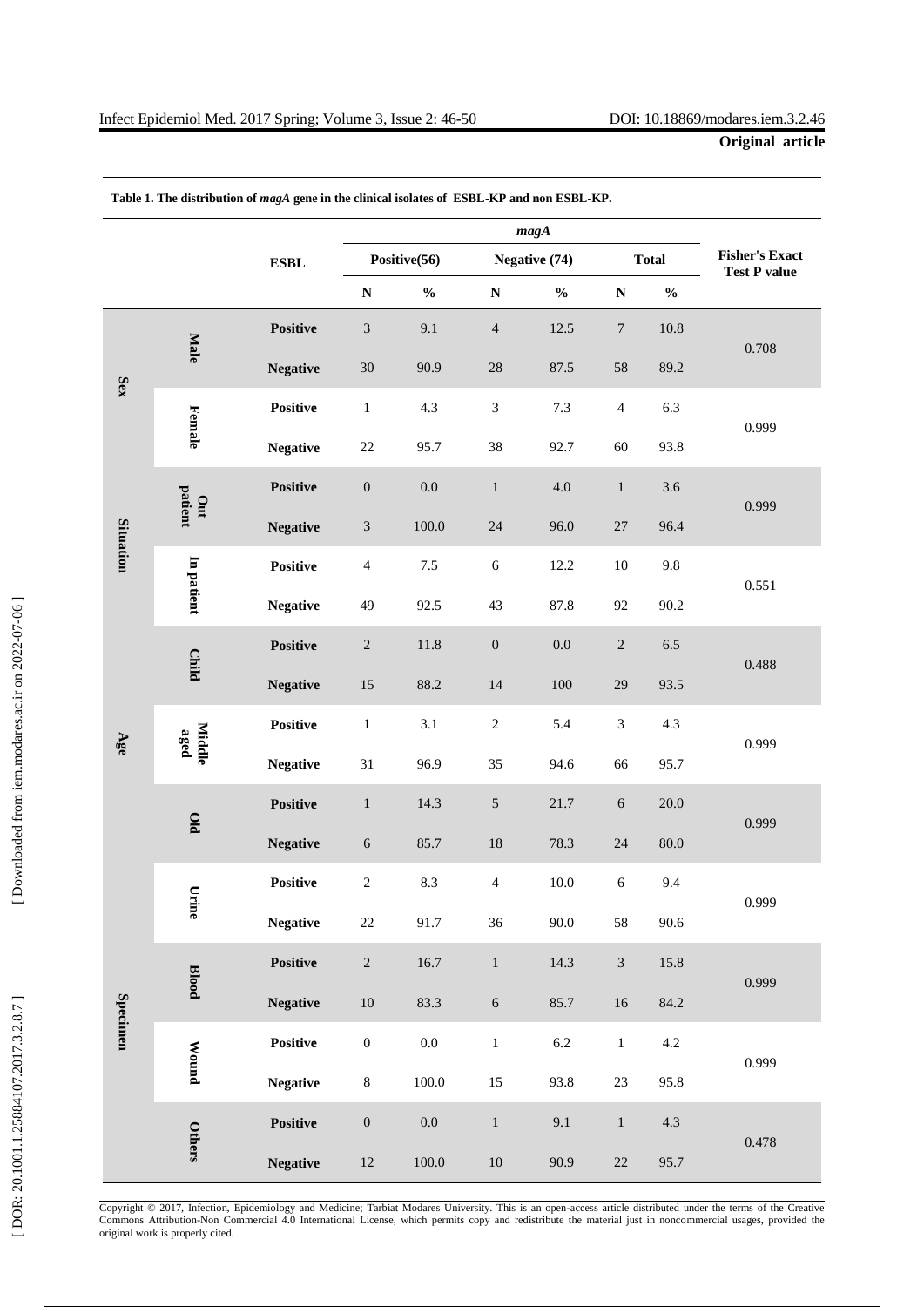**Table 1. The distribution of *magA* gene in the clinical isolates of ESBL-KP and non ESBL-KP.**

| | | ESBL | *magA* | | | | | | Fisher's Exact Test P value |
|---|---|---|---|---|---|---|---|---|---|
| | | | Positive(56) | | Negative (74) | | Total | | |
| | | | N | % | N | % | N | % | |
| Sex | Male | Positive | 3 | 9.1 | 4 | 12.5 | 7 | 10.8 | 0.708 |
| | | Negative | 30 | 90.9 | 28 | 87.5 | 58 | 89.2 | |
| | Female | Positive | 1 | 4.3 | 3 | 7.3 | 4 | 6.3 | 0.999 |
| | | Negative | 22 | 95.7 | 38 | 92.7 | 60 | 93.8 | |
| Situation | Out patient | Positive | 0 | 0.0 | 1 | 4.0 | 1 | 3.6 | 0.999 |
| | | Negative | 3 | 100.0 | 24 | 96.0 | 27 | 96.4 | |
| | In patient | Positive | 4 | 7.5 | 6 | 12.2 | 10 | 9.8 | 0.551 |
| | | Negative | 49 | 92.5 | 43 | 87.8 | 92 | 90.2 | |
| Age | Child | Positive | 2 | 11.8 | 0 | 0.0 | 2 | 6.5 | 0.488 |
| | | Negative | 15 | 88.2 | 14 | 100 | 29 | 93.5 | |
| | Middle aged | Positive | 1 | 3.1 | 2 | 5.4 | 3 | 4.3 | 0.999 |
| | | Negative | 31 | 96.9 | 35 | 94.6 | 66 | 95.7 | |
| | Old | Positive | 1 | 14.3 | 5 | 21.7 | 6 | 20.0 | 0.999 |
| | | Negative | 6 | 85.7 | 18 | 78.3 | 24 | 80.0 | |
| Specimen | Urine | Positive | 2 | 8.3 | 4 | 10.0 | 6 | 9.4 | 0.999 |
| | | Negative | 22 | 91.7 | 36 | 90.0 | 58 | 90.6 | |
| | Blood | Positive | 2 | 16.7 | 1 | 14.3 | 3 | 15.8 | 0.999 |
| | | Negative | 10 | 83.3 | 6 | 85.7 | 16 | 84.2 | |
| | Wound | Positive | 0 | 0.0 | 1 | 6.2 | 1 | 4.2 | 0.999 |
| | | Negative | 8 | 100.0 | 15 | 93.8 | 23 | 95.8 | |
| | Others | Positive | 0 | 0.0 | 1 | 9.1 | 1 | 4.3 | 0.478 |
| | | Negative | 12 | 100.0 | 10 | 90.9 | 22 | 95.7 | |

Copyright © 2017, Infection, Epidemiology and Medicine; Tarbiat Modares University. This is an open-access article distributed under the terms of the Creative Commons Attribution-Non Commercial 4.0 International License, which permits copy and redistribute the material just in noncommercial usages, provided the original work is properly cited.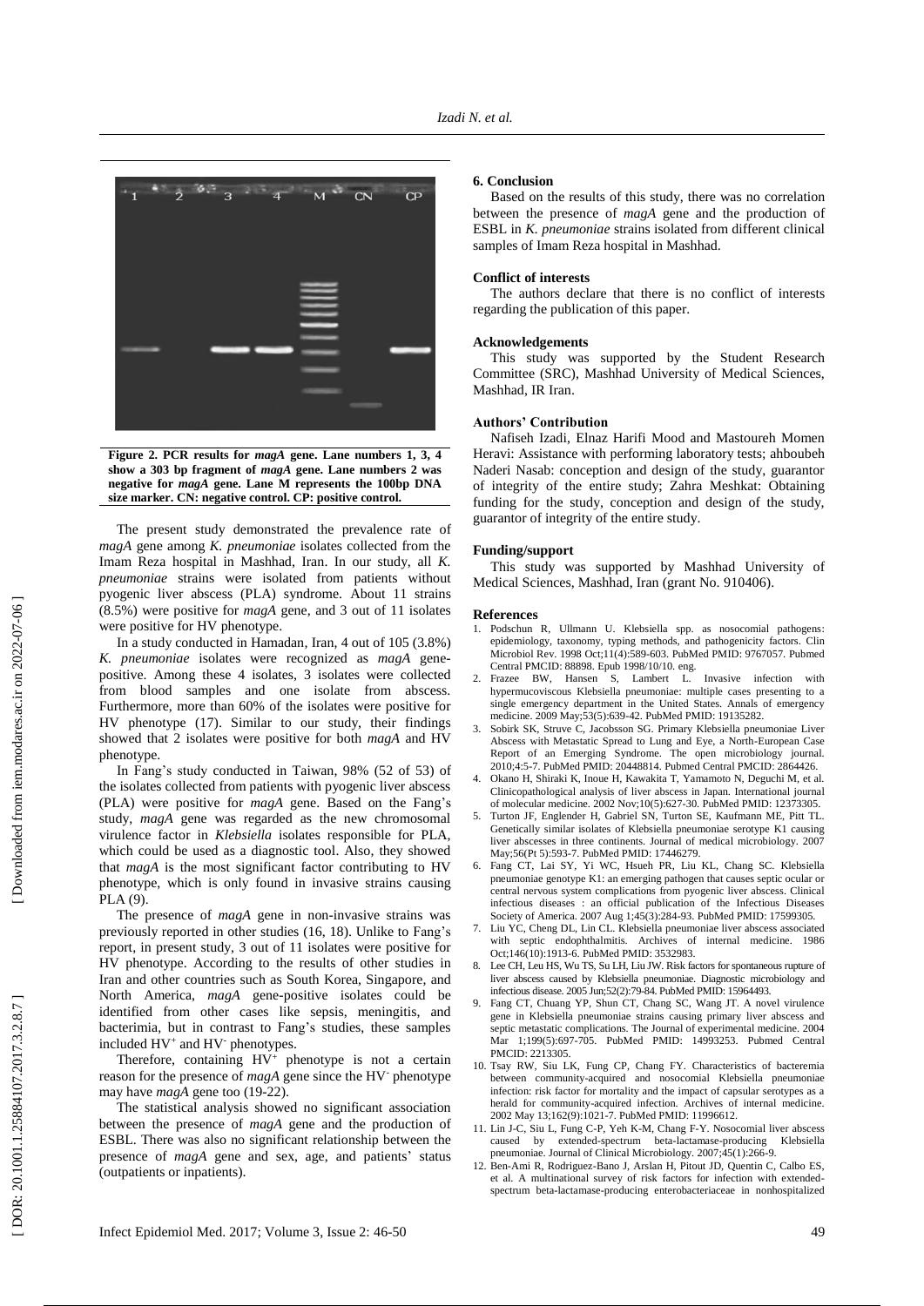**Figure 2. PCR results for *magA* gene. Lane numbers 1, 3, 4 show a 303 bp fragment of *magA* gene. Lane numbers 2 was negative for *magA* gene. Lane M represents the 100bp DNA size marker. CN: negative control. CP: positive control.**

The present study demonstrated the prevalence rate of *magA* gene among *K. pneumoniae* isolates collected from the Imam Reza hospital in Mashhad, Iran. In our study, all *K. pneumoniae* strains were isolated from patients without pyogenic liver abscess (PLA) syndrome. About 11 strains (8.5%) were positive for *magA* gene, and 3 out of 11 isolates were positive for HV phenotype.

In a study conducted in Hamadan, Iran, 4 out of 105 (3.8%) *K. pneumoniae* isolates were recognized as *magA* gene-positive. Among these 4 isolates, 3 isolates were collected from blood samples and one isolate from abscess. Furthermore, more than 60% of the isolates were positive for HV phenotype (17). Similar to our study, their findings showed that 2 isolates were positive for both *magA* and HV phenotype.

In Fang's study conducted in Taiwan, 98% (52 of 53) of the isolates collected from patients with pyogenic liver abscess (PLA) were positive for *magA* gene. Based on the Fang's study, *magA* gene was regarded as the new chromosomal virulence factor in *Klebsiella* isolates responsible for PLA, which could be used as a diagnostic tool. Also, they showed that *magA* is the most significant factor contributing to HV phenotype, which is only found in invasive strains causing PLA (9).

The presence of *magA* gene in non-invasive strains was previously reported in other studies (16, 18). Unlike to Fang's report, in present study, 3 out of 11 isolates were positive for HV phenotype. According to the results of other studies in Iran and other countries such as South Korea, Singapore, and North America, *magA* gene-positive isolates could be identified from other cases like sepsis, meningitis, and bacteremia, but in contrast to Fang's studies, these samples included $HV^+$ and $HV^-$ phenotypes.

Therefore, containing $HV^+$ phenotype is not a certain reason for the presence of *magA* gene since the $HV^-$ phenotype may have *magA* gene too (19-22).

The statistical analysis showed no significant association between the presence of *magA* gene and the production of ESBL. There was also no significant relationship between the presence of *magA* gene and sex, age, and patients' status (outpatients or inpatients).

## 6. Conclusion

Based on the results of this study, there was no correlation between the presence of *magA* gene and the production of ESBL in *K. pneumoniae* strains isolated from different clinical samples of Imam Reza hospital in Mashhad.

## Conflict of interests

The authors declare that there is no conflict of interests regarding the publication of this paper.

## Acknowledgements

This study was supported by the Student Research Committee (SRC), Mashhad University of Medical Sciences, Mashhad, IR Iran.

## Authors' Contribution

Nafiseh Izadi, Elnaz Harifi Mood and Mastoureh Momen Heravi: Assistance with performing laboratory tests; ahboubeh Naderi Nasab: conception and design of the study, guarantor of integrity of the entire study; Zahra Meshkat: Obtaining funding for the study, conception and design of the study, guarantor of integrity of the entire study.

## Funding/support

This study was supported by Mashhad University of Medical Sciences, Mashhad, Iran (grant No. 910406).

## References

1. Podschun R, Ullmann U. Klebsiella spp. as nosocomial pathogens: epidemiology, taxonomy, typing methods, and pathogenicity factors. Clin Microbiol Rev. 1998 Oct;11(4):589-603. PubMed PMID: 9767057. Pubmed Central PMCID: 88898. Epub 1998/10/10. eng.
2. Frazee BW, Hansen S, Lambert L. Invasive infection with hypermucoviscous Klebsiella pneumoniae: multiple cases presenting to a single emergency department in the United States. Annals of emergency medicine. 2009 May;53(5):639-42. PubMed PMID: 19135282.
3. Sobirk SK, Struve C, Jacobsson SG. Primary Klebsiella pneumoniae Liver Abscess with Metastatic Spread to Lung and Eye, a North-European Case Report of an Emerging Syndrome. The open microbiology journal. 2010;4:5-7. PubMed PMID: 20448814. Pubmed Central PMCID: 2864426.
4. Okano H, Shiraki K, Inoue H, Kawakita T, Yamamoto N, Deguchi M, et al. Clinicopathological analysis of liver abscess in Japan. International journal of molecular medicine. 2002 Nov;10(5):627-30. PubMed PMID: 12373305.
5. Turton JF, Englender H, Gabriel SN, Turton SE, Kaufmann ME, Pitt TL. Genetically similar isolates of Klebsiella pneumoniae serotype K1 causing liver abscesses in three continents. Journal of medical microbiology. 2007 May;56(Pt 5):593-7. PubMed PMID: 17446279.
6. Fang CT, Lai SY, Yi WC, Hsueh PR, Liu KL, Chang SC. Klebsiella pneumoniae genotype K1: an emerging pathogen that causes septic ocular or central nervous system complications from pyogenic liver abscess. Clinical infectious diseases : an official publication of the Infectious Diseases Society of America. 2007 Aug 1;45(3):284-93. PubMed PMID: 17599305.
7. Liu YC, Cheng DL, Lin CL. Klebsiella pneumoniae liver abscess associated with septic endophthalmitis. Archives of internal medicine. 1986 Oct;146(10):1913-6. PubMed PMID: 3532983.
8. Lee CH, Leu HS, Wu TS, Su LH, Liu JW. Risk factors for spontaneous rupture of liver abscess caused by Klebsiella pneumoniae. Diagnostic microbiology and infectious disease. 2005 Jun;52(2):79-84. PubMed PMID: 15964493.
9. Fang CT, Chuang YP, Shun CT, Chang SC, Wang JT. A novel virulence gene in Klebsiella pneumoniae strains causing primary liver abscess and septic metastatic complications. The Journal of experimental medicine. 2004 Mar 1;199(5):697-705. PubMed PMID: 14993253. Pubmed Central PMCID: 2213305.
10. Tsay RW, Siu LK, Fung CP, Chang FY. Characteristics of bacteremia between community-acquired and nosocomial Klebsiella pneumoniae infection: risk factor for mortality and the impact of capsular serotypes as a herald for community-acquired infection. Archives of internal medicine. 2002 May 13;162(9):1021-7. PubMed PMID: 11996612.
11. Lin J-C, Siu L, Fung C-P, Yeh K-M, Chang F-Y. Nosocomial liver abscess caused by extended-spectrum beta-lactamase-producing Klebsiella pneumoniae. Journal of Clinical Microbiology. 2007;45(1):266-9.
12. Ben-Ami R, Rodriguez-Bano J, Arslan H, Pitout JD, Quentin C, Calbo ES, et al. A multinational survey of risk factors for infection with extended-spectrum beta-lactamase-producing enterobacteriaceae in nonhospitalized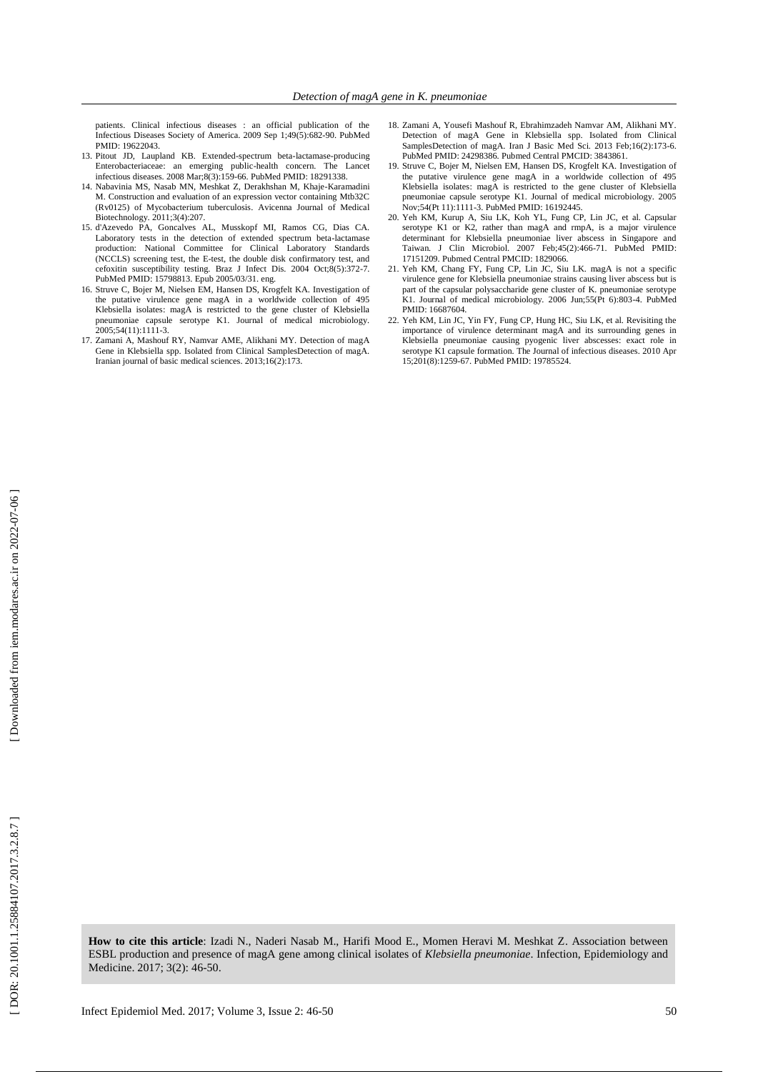patients. Clinical infectious diseases : an official publication of the Infectious Diseases Society of America. 2009 Sep 1;49(5):682-90. PubMed PMID: 19622043.

13. Pitout JD, Laupland KB. Extended-spectrum beta-lactamase-producing Enterobacteriaceae: an emerging public-health concern. The Lancet infectious diseases. 2008 Mar;8(3):159-66. PubMed PMID: 18291338.
14. Nabavinia MS, Nasab MN, Meshkat Z, Derakhshan M, Khaje-Karamadini M. Construction and evaluation of an expression vector containing Mtb32C (Rv0125) of Mycobacterium tuberculosis. Avicenna Journal of Medical Biotechnology. 2011;3(4):207.
15. d'Azevedo PA, Goncalves AL, Musskopf MI, Ramos CG, Dias CA. Laboratory tests in the detection of extended spectrum beta-lactamase production: National Committee for Clinical Laboratory Standards (NCCLS) screening test, the E-test, the double disk confirmatory test, and cefoxitin susceptibility testing. Braz J Infect Dis. 2004 Oct;8(5):372-7. PubMed PMID: 15798813. Epub 2005/03/31. eng.
16. Struve C, Bojer M, Nielsen EM, Hansen DS, Krogfelt KA. Investigation of the putative virulence gene magA in a worldwide collection of 495 Klebsiella isolates: magA is restricted to the gene cluster of Klebsiella pneumoniae capsule serotype K1. Journal of medical microbiology. 2005;54(11):1111-3.
17. Zamani A, Mashouf RY, Namvar AME, Alikhani MY. Detection of magA Gene in Klebsiella spp. Isolated from Clinical SamplesDetection of magA. Iranian journal of basic medical sciences. 2013;16(2):173.
18. Zamani A, Yousefi Mashouf R, Ebrahimzadeh Namvar AM, Alikhani MY. Detection of magA Gene in Klebsiella spp. Isolated from Clinical SamplesDetection of magA. Iran J Basic Med Sci. 2013 Feb;16(2):173-6. PubMed PMID: 24298386. Pubmed Central PMCID: 3843861.
19. Struve C, Bojer M, Nielsen EM, Hansen DS, Krogfelt KA. Investigation of the putative virulence gene magA in a worldwide collection of 495 Klebsiella isolates: magA is restricted to the gene cluster of Klebsiella pneumoniae capsule serotype K1. Journal of medical microbiology. 2005 Nov;54(Pt 11):1111-3. PubMed PMID: 16192445.
20. Yeh KM, Kurup A, Siu LK, Koh YL, Fung CP, Lin JC, et al. Capsular serotype K1 or K2, rather than magA and rmpA, is a major virulence determinant for Klebsiella pneumoniae liver abscess in Singapore and Taiwan. J Clin Microbiol. 2007 Feb;45(2):466-71. PubMed PMID: 17151209. Pubmed Central PMCID: 1829066.
21. Yeh KM, Chang FY, Fung CP, Lin JC, Siu LK. magA is not a specific virulence gene for Klebsiella pneumoniae strains causing liver abscess but is part of the capsular polysaccharide gene cluster of K. pneumoniae serotype K1. Journal of medical microbiology. 2006 Jun;55(Pt 6):803-4. PubMed PMID: 16687604.
22. Yeh KM, Lin JC, Yin FY, Fung CP, Hung HC, Siu LK, et al. Revisiting the importance of virulence determinant magA and its surrounding genes in Klebsiella pneumoniae causing pyogenic liver abscesses: exact role in serotype K1 capsule formation. The Journal of infectious diseases. 2010 Apr 15;201(8):1259-67. PubMed PMID: 19785524.

**How to cite this article**: Izadi N., Naderi Nasab M., Harifi Mood E., Momen Heravi M. Meshkat Z. Association between ESBL production and presence of magA gene among clinical isolates of *Klebsiella pneumoniae*. Infection, Epidemiology and Medicine. 2017; 3(2): 46-50.